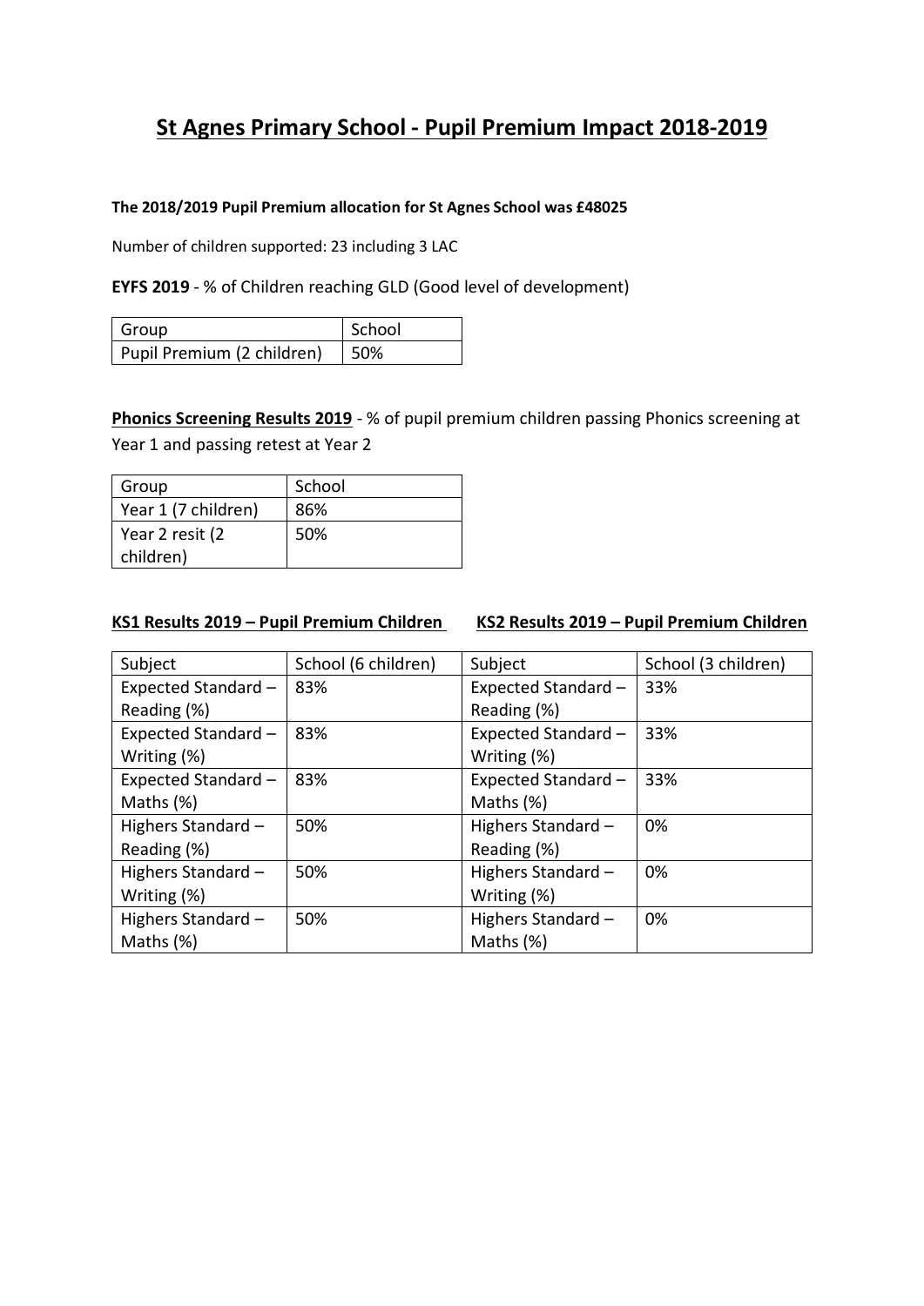# St Agnes Primary School - Pupil Premium Impact 2018-2019

**The 2018/2019 Pupil Premium allocation for St Agnes School was £48025**

Number of children supported: 23 including 3 LAC

**EYFS 2019** - % of Children reaching GLD (Good level of development)

| Group | School |
|---|---|
| Pupil Premium (2 children) | 50% |

**Phonics Screening Results 2019** - % of pupil premium children passing Phonics screening at Year 1 and passing retest at Year 2

| Group | School |
|---|---|
| Year 1 (7 children) | 86% |
| Year 2 resit (2 children) | 50% |

**KS1 Results 2019 – Pupil Premium Children**

| Subject | School (6 children) |
|---|---|
| Expected Standard – Reading (%) | 83% |
| Expected Standard – Writing (%) | 83% |
| Expected Standard – Maths (%) | 83% |
| Highers Standard – Reading (%) | 50% |
| Highers Standard – Writing (%) | 50% |
| Highers Standard – Maths (%) | 50% |

**KS2 Results 2019 – Pupil Premium Children**

| Subject | School (3 children) |
|---|---|
| Expected Standard – Reading (%) | 33% |
| Expected Standard – Writing (%) | 33% |
| Expected Standard – Maths (%) | 33% |
| Highers Standard – Reading (%) | 0% |
| Highers Standard – Writing (%) | 0% |
| Highers Standard – Maths (%) | 0% |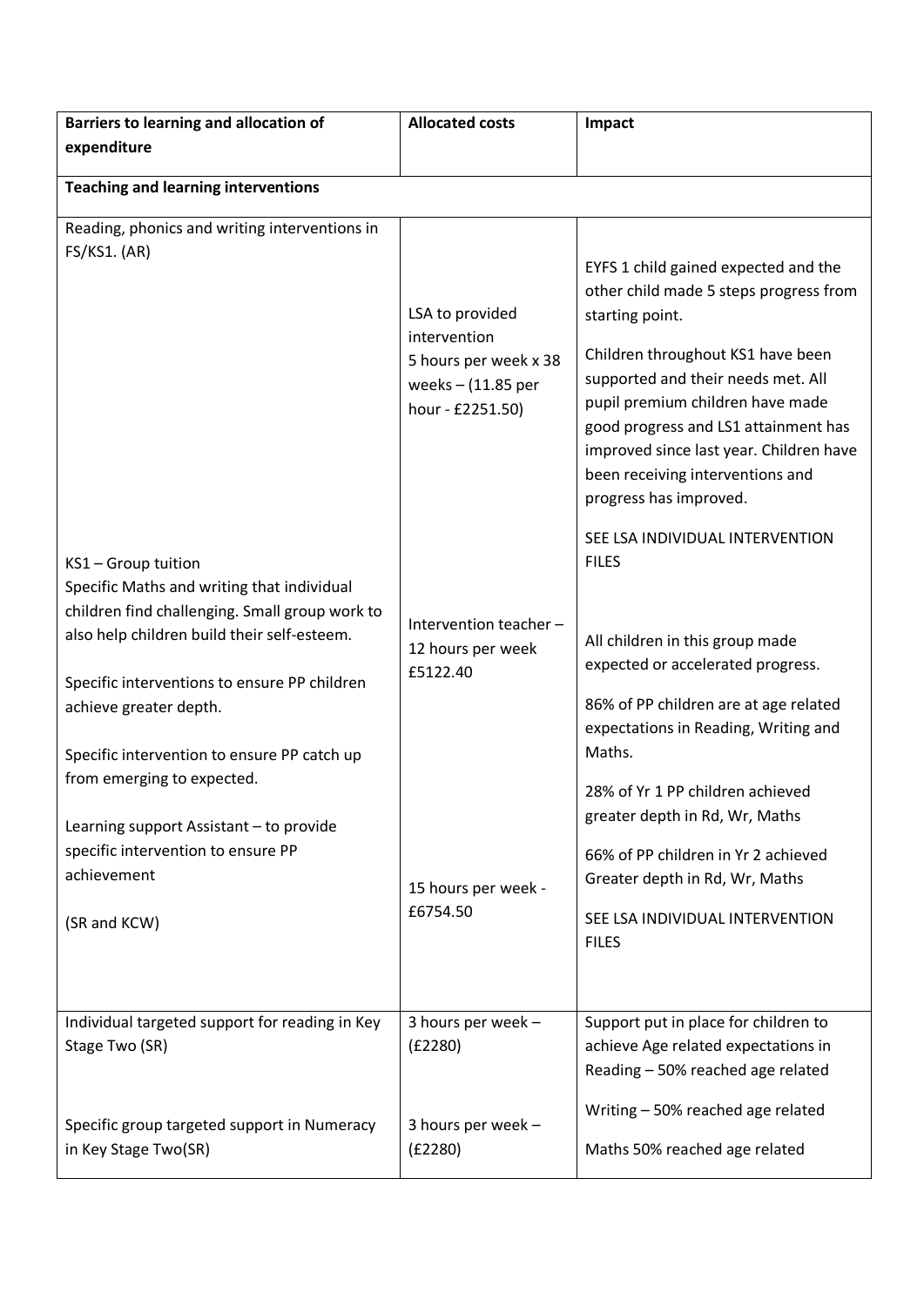| Barriers to learning and allocation of expenditure | Allocated costs | Impact |
|---|---|---|
| **Teaching and learning interventions** | | |
| Reading, phonics and writing interventions in FS/KS1. (AR) | LSA to provided intervention 5 hours per week x 38 weeks – (11.85 per hour - £2251.50) | EYFS 1 child gained expected and the other child made 5 steps progress from starting point.<br><br>Children throughout KS1 have been supported and their needs met. All pupil premium children have made good progress and LS1 attainment has improved since last year. Children have been receiving interventions and progress has improved.<br><br>SEE LSA INDIVIDUAL INTERVENTION FILES |
| KS1 – Group tuition<br>Specific Maths and writing that individual children find challenging. Small group work to also help children build their self-esteem.<br><br>Specific interventions to ensure PP children achieve greater depth.<br><br>Specific intervention to ensure PP catch up from emerging to expected. | Intervention teacher – 12 hours per week £5122.40 | All children in this group made expected or accelerated progress.<br><br>86% of PP children are at age related expectations in Reading, Writing and Maths.<br><br>28% of Yr 1 PP children achieved greater depth in Rd, Wr, Maths |
| Learning support Assistant – to provide specific intervention to ensure PP achievement<br><br>(SR and KCW) | 15 hours per week - £6754.50 | 66% of PP children in Yr 2 achieved Greater depth in Rd, Wr, Maths<br><br>SEE LSA INDIVIDUAL INTERVENTION FILES |
| Individual targeted support for reading in Key Stage Two (SR) | 3 hours per week – (£2280) | Support put in place for children to achieve Age related expectations in Reading – 50% reached age related<br><br>Writing – 50% reached age related |
| Specific group targeted support in Numeracy in Key Stage Two(SR) | 3 hours per week – (£2280) | Maths 50% reached age related |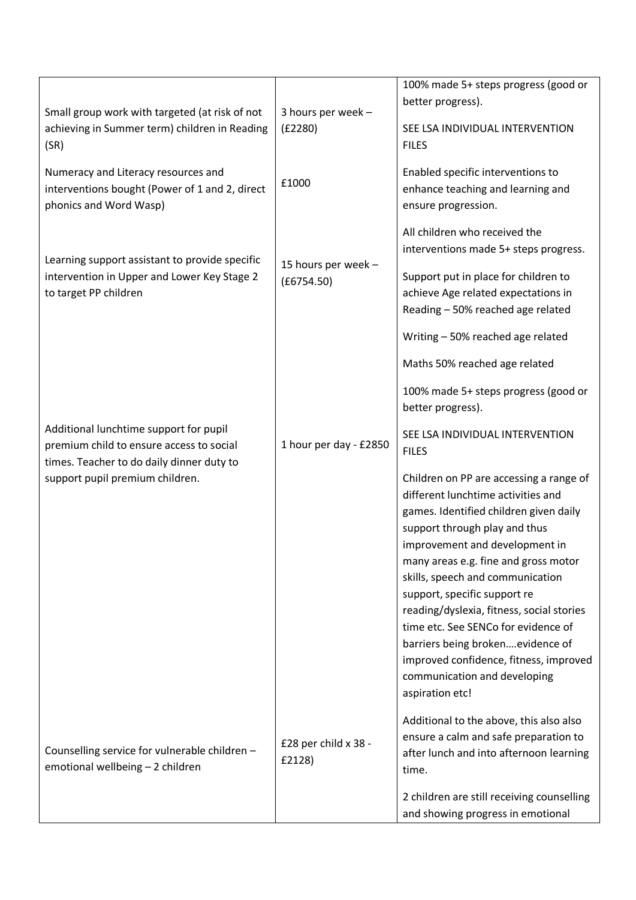| | | |
|---|---|---|
| Small group work with targeted (at risk of not achieving in Summer term) children in Reading (SR) | 3 hours per week – (£2280) | 100% made 5+ steps progress (good or better progress).<br><br>SEE LSA INDIVIDUAL INTERVENTION FILES |
| Numeracy and Literacy resources and interventions bought (Power of 1 and 2, direct phonics and Word Wasp) | £1000 | Enabled specific interventions to enhance teaching and learning and ensure progression. |
| Learning support assistant to provide specific intervention in Upper and Lower Key Stage 2 to target PP children | 15 hours per week – (£6754.50) | All children who received the interventions made 5+ steps progress.<br><br>Support put in place for children to achieve Age related expectations in Reading – 50% reached age related<br><br>Writing – 50% reached age related<br><br>Maths 50% reached age related<br><br>100% made 5+ steps progress (good or better progress).<br><br>SEE LSA INDIVIDUAL INTERVENTION FILES |
| Additional lunchtime support for pupil premium child to ensure access to social times. Teacher to do daily dinner duty to support pupil premium children. | 1 hour per day - £2850 | Children on PP are accessing a range of different lunchtime activities and games. Identified children given daily support through play and thus improvement and development in many areas e.g. fine and gross motor skills, speech and communication support, specific support re reading/dyslexia, fitness, social stories time etc. See SENCo for evidence of barriers being broken….evidence of improved confidence, fitness, improved communication and developing aspiration etc!<br><br>Additional to the above, this also also ensure a calm and safe preparation to after lunch and into afternoon learning time. |
| Counselling service for vulnerable children – emotional wellbeing – 2 children | £28 per child x 38 - £2128) | 2 children are still receiving counselling and showing progress in emotional |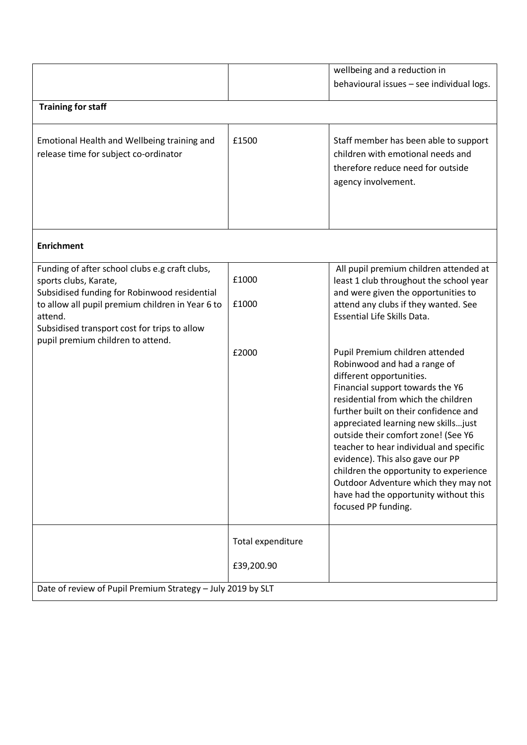| | | |
|---|---|---|
| | | wellbeing and a reduction in behavioural issues – see individual logs. |
| **Training for staff** | | |
| Emotional Health and Wellbeing training and release time for subject co-ordinator | £1500 | Staff member has been able to support children with emotional needs and therefore reduce need for outside agency involvement. |
| **Enrichment** | | |
| Funding of after school clubs e.g craft clubs, sports clubs, Karate,<br>Subsidised funding for Robinwood residential to allow all pupil premium children in Year 6 to attend.<br>Subsidised transport cost for trips to allow pupil premium children to attend. | £1000<br><br>£1000<br><br>£2000 | All pupil premium children attended at least 1 club throughout the school year and were given the opportunities to attend any clubs if they wanted. See Essential Life Skills Data.<br><br>Pupil Premium children attended Robinwood and had a range of different opportunities.<br>Financial support towards the Y6 residential from which the children further built on their confidence and appreciated learning new skills…just outside their comfort zone! (See Y6 teacher to hear individual and specific evidence). This also gave our PP children the opportunity to experience Outdoor Adventure which they may not have had the opportunity without this focused PP funding. |
| | Total expenditure<br><br>£39,200.90 | |
| Date of review of Pupil Premium Strategy – July 2019 by SLT | | |